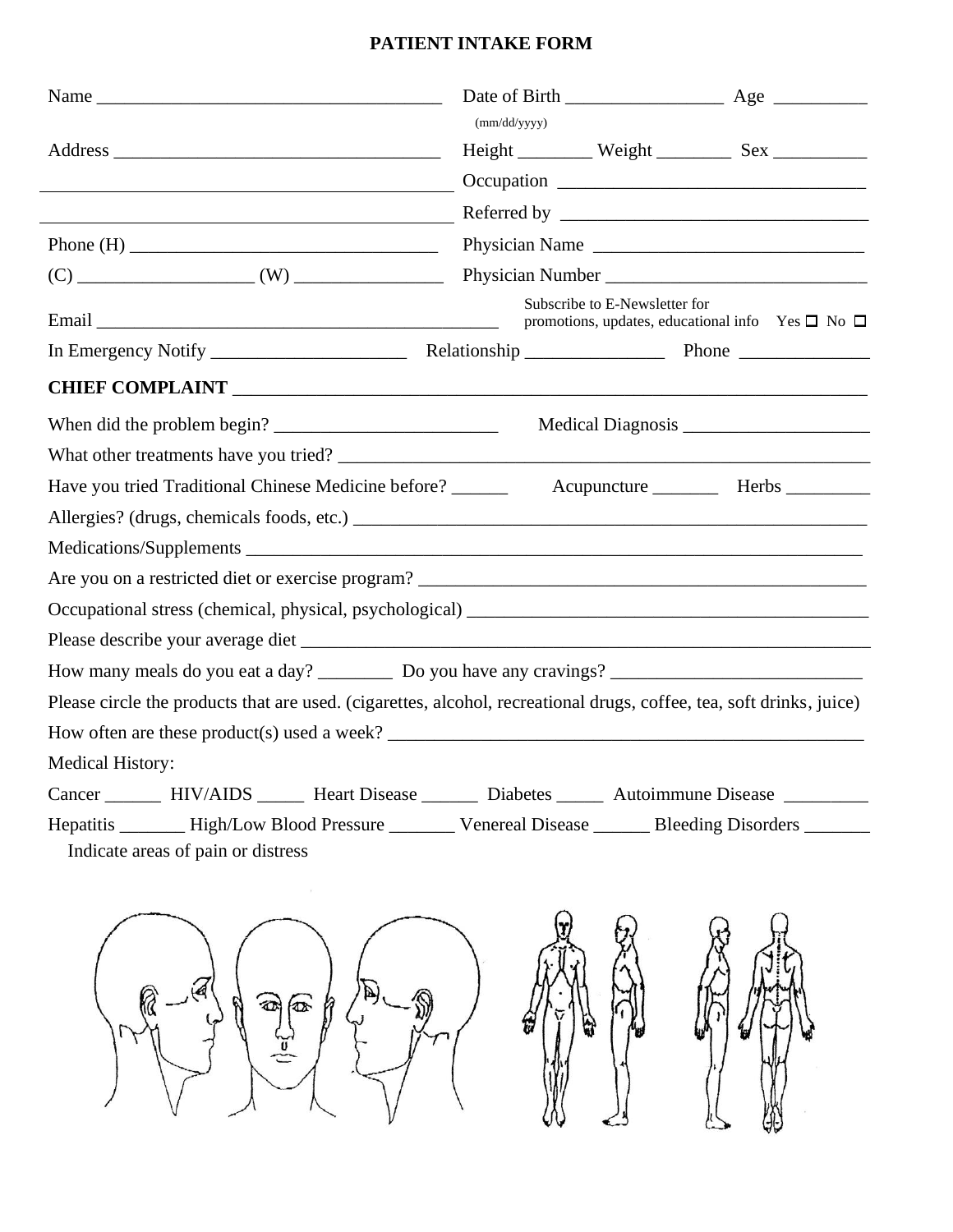# PATIENT INTAKE FORM

Name ____________________________________ Date of Birth _________________ Age __________
(mm/dd/yyyy)

Address __________________________________ Height ________ Weight ________ Sex __________

______________________________________________ Occupation ________________________________

______________________________________________ Referred by ________________________________

Phone (H) _________________________________ Physician Name ____________________________

(C) __________________ (W) ________________ Physician Number ___________________________

Email ___________________________________________ Subscribe to E-Newsletter for promotions, updates, educational info Yes ☐ No ☐

In Emergency Notify _____________________ Relationship _______________ Phone ______________

**CHIEF COMPLAINT** _____________________________________________________________________

When did the problem begin? ________________________ Medical Diagnosis ____________________

What other treatments have you tried? ___________________________________________________

Have you tried Traditional Chinese Medicine before? ______ Acupuncture _______ Herbs _________

Allergies? (drugs, chemicals foods, etc.) ________________________________________________

Medications/Supplements ____________________________________________________________

Are you on a restricted diet or exercise program? _________________________________________

Occupational stress (chemical, physical, psychological) ____________________________________

Please describe your average diet ______________________________________________________

How many meals do you eat a day? ________ Do you have any cravings? ___________________________

Please circle the products that are used. (cigarettes, alcohol, recreational drugs, coffee, tea, soft drinks, juice)

How often are these product(s) used a week? _____________________________________________

Medical History:

Cancer ______ HIV/AIDS _____ Heart Disease ______ Diabetes _____ Autoimmune Disease _________

Hepatitis _______ High/Low Blood Pressure _______ Venereal Disease ______ Bleeding Disorders _______

Indicate areas of pain or distress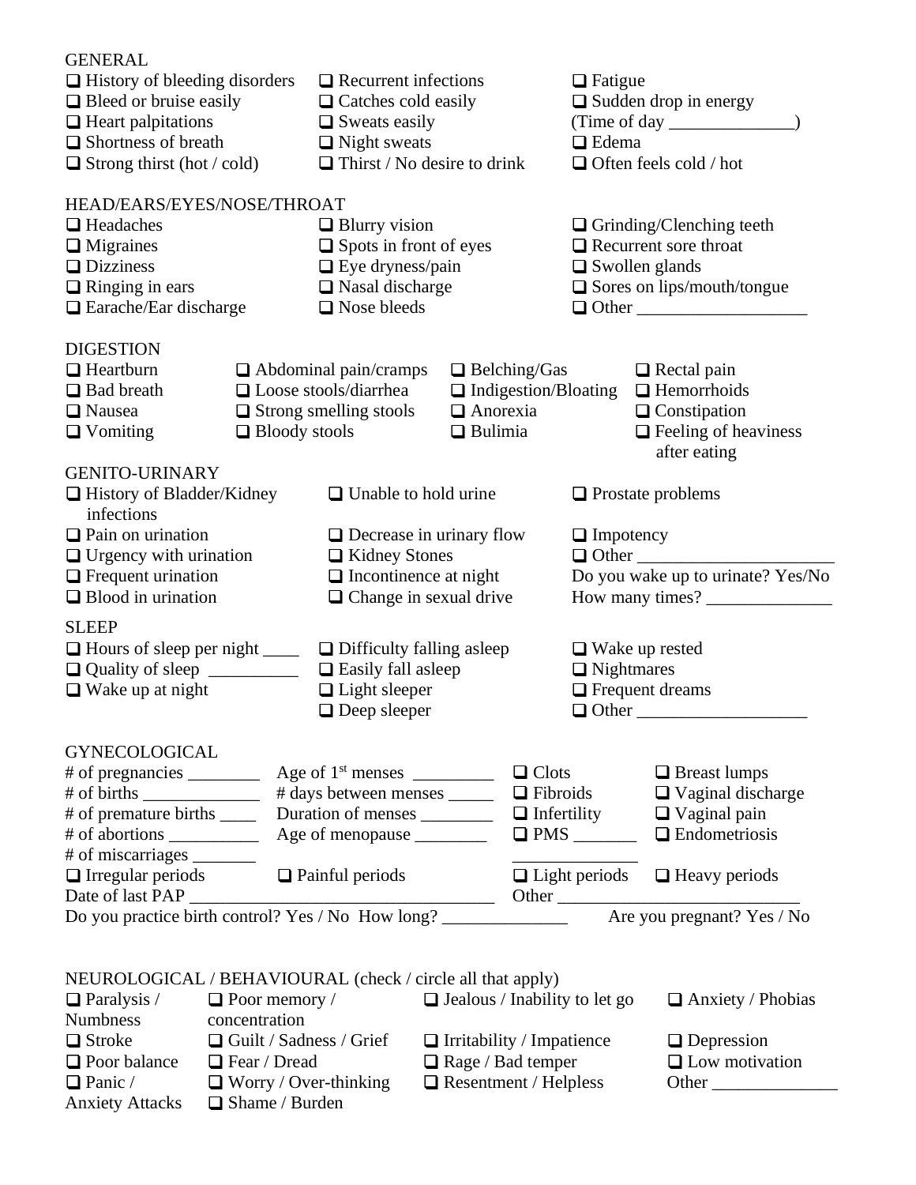## GENERAL

- ❑ History of bleeding disorders
- ❑ Bleed or bruise easily
- ❑ Heart palpitations
- ❑ Shortness of breath
- ❑ Strong thirst (hot / cold)
- ❑ Recurrent infections
- ❑ Catches cold easily
- ❑ Sweats easily
- ❑ Night sweats
- ❑ Thirst / No desire to drink
- ❑ Fatigue
- ❑ Sudden drop in energy (Time of day ______________)
- ❑ Edema
- ❑ Often feels cold / hot

## HEAD/EARS/EYES/NOSE/THROAT

- ❑ Headaches
- ❑ Migraines
- ❑ Dizziness
- ❑ Ringing in ears
- ❑ Earache/Ear discharge
- ❑ Blurry vision
- ❑ Spots in front of eyes
- ❑ Eye dryness/pain
- ❑ Nasal discharge
- ❑ Nose bleeds
- ❑ Grinding/Clenching teeth
- ❑ Recurrent sore throat
- ❑ Swollen glands
- ❑ Sores on lips/mouth/tongue
- ❑ Other ___________________

## DIGESTION

- ❑ Heartburn
- ❑ Bad breath
- ❑ Nausea
- ❑ Vomiting
- ❑ Abdominal pain/cramps
- ❑ Loose stools/diarrhea
- ❑ Strong smelling stools
- ❑ Bloody stools
- ❑ Belching/Gas
- ❑ Indigestion/Bloating
- ❑ Anorexia
- ❑ Bulimia
- ❑ Rectal pain
- ❑ Hemorrhoids
- ❑ Constipation
- ❑ Feeling of heaviness after eating

## GENITO-URINARY

- ❑ History of Bladder/Kidney infections
- ❑ Pain on urination
- ❑ Urgency with urination
- ❑ Frequent urination
- ❑ Blood in urination
- ❑ Unable to hold urine
- ❑ Decrease in urinary flow
- ❑ Kidney Stones
- ❑ Incontinence at night
- ❑ Change in sexual drive
- ❑ Prostate problems
- ❑ Impotency
- ❑ Other ______________________

Do you wake up to urinate? Yes/No

How many times? ______________

## SLEEP

- ❑ Hours of sleep per night ____
- ❑ Quality of sleep __________
- ❑ Wake up at night
- ❑ Difficulty falling asleep
- ❑ Easily fall asleep
- ❑ Light sleeper
- ❑ Deep sleeper
- ❑ Wake up rested
- ❑ Nightmares
- ❑ Frequent dreams
- ❑ Other ___________________

## GYNECOLOGICAL

\# of pregnancies ________

\# of births _____________

\# of premature births ____

\# of abortions __________

\# of miscarriages _______

Age of 1st menses _________

\# days between menses _____

Duration of menses ________

Age of menopause ________

- ❑ Clots
- ❑ Fibroids
- ❑ Infertility
- ❑ PMS _______ ______________
- ❑ Breast lumps
- ❑ Vaginal discharge
- ❑ Vaginal pain
- ❑ Endometriosis
- ❑ Irregular periods
- ❑ Painful periods
- ❑ Light periods
- ❑ Heavy periods

Date of last PAP _________________________________

Other ___________________________

Do you practice birth control? Yes / No How long? ______________

Are you pregnant? Yes / No

## NEUROLOGICAL / BEHAVIOURAL (check / circle all that apply)

- ❑ Paralysis / Numbness
- ❑ Stroke
- ❑ Poor balance
- ❑ Panic / Anxiety Attacks
- ❑ Poor memory / concentration
- ❑ Guilt / Sadness / Grief
- ❑ Fear / Dread
- ❑ Worry / Over-thinking
- ❑ Shame / Burden
- ❑ Jealous / Inability to let go
- ❑ Irritability / Impatience
- ❑ Rage / Bad temper
- ❑ Resentment / Helpless
- ❑ Anxiety / Phobias
- ❑ Depression
- ❑ Low motivation

Other ______________